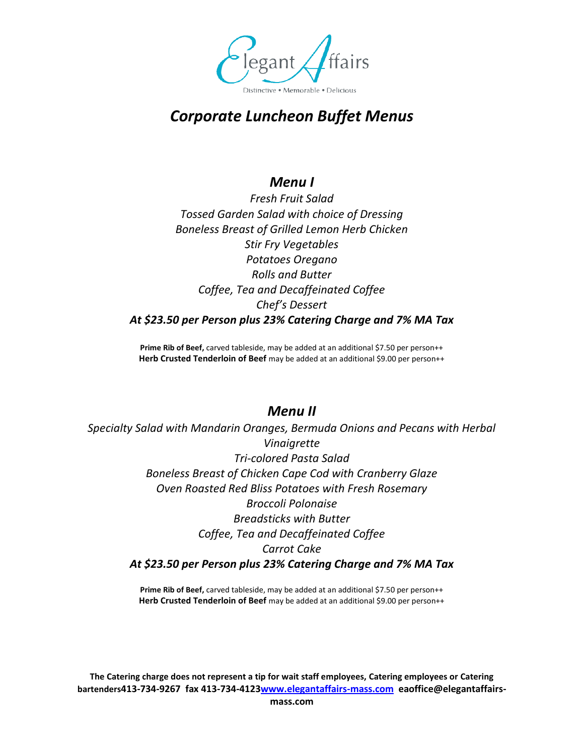Elegant Affairs

Distinctive • Memorable • Delicious

# *Corporate Luncheon Buffet Menus*

## *Menu I*

*Fresh Fruit Salad*
*Tossed Garden Salad with choice of Dressing*
*Boneless Breast of Grilled Lemon Herb Chicken*
*Stir Fry Vegetables*
*Potatoes Oregano*
*Rolls and Butter*
*Coffee, Tea and Decaffeinated Coffee*
*Chef's Dessert*
***At $23.50 per Person plus 23% Catering Charge and 7% MA Tax***

**Prime Rib of Beef,** carved tableside, may be added at an additional $7.50 per person++
**Herb Crusted Tenderloin of Beef** may be added at an additional $9.00 per person++

## *Menu II*

*Specialty Salad with Mandarin Oranges, Bermuda Onions and Pecans with Herbal Vinaigrette*
*Tri-colored Pasta Salad*
*Boneless Breast of Chicken Cape Cod with Cranberry Glaze*
*Oven Roasted Red Bliss Potatoes with Fresh Rosemary*
*Broccoli Polonaise*
*Breadsticks with Butter*
*Coffee, Tea and Decaffeinated Coffee*
*Carrot Cake*
***At $23.50 per Person plus 23% Catering Charge and 7% MA Tax***

**Prime Rib of Beef,** carved tableside, may be added at an additional $7.50 per person++
**Herb Crusted Tenderloin of Beef** may be added at an additional $9.00 per person++

**The Catering charge does not represent a tip for wait staff employees, Catering employees or Catering bartenders413-734-9267 fax 413-734-4123[www.elegantaffairs-mass.com](http://www.elegantaffairs-mass.com) eaoffice@elegantaffairs-mass.com**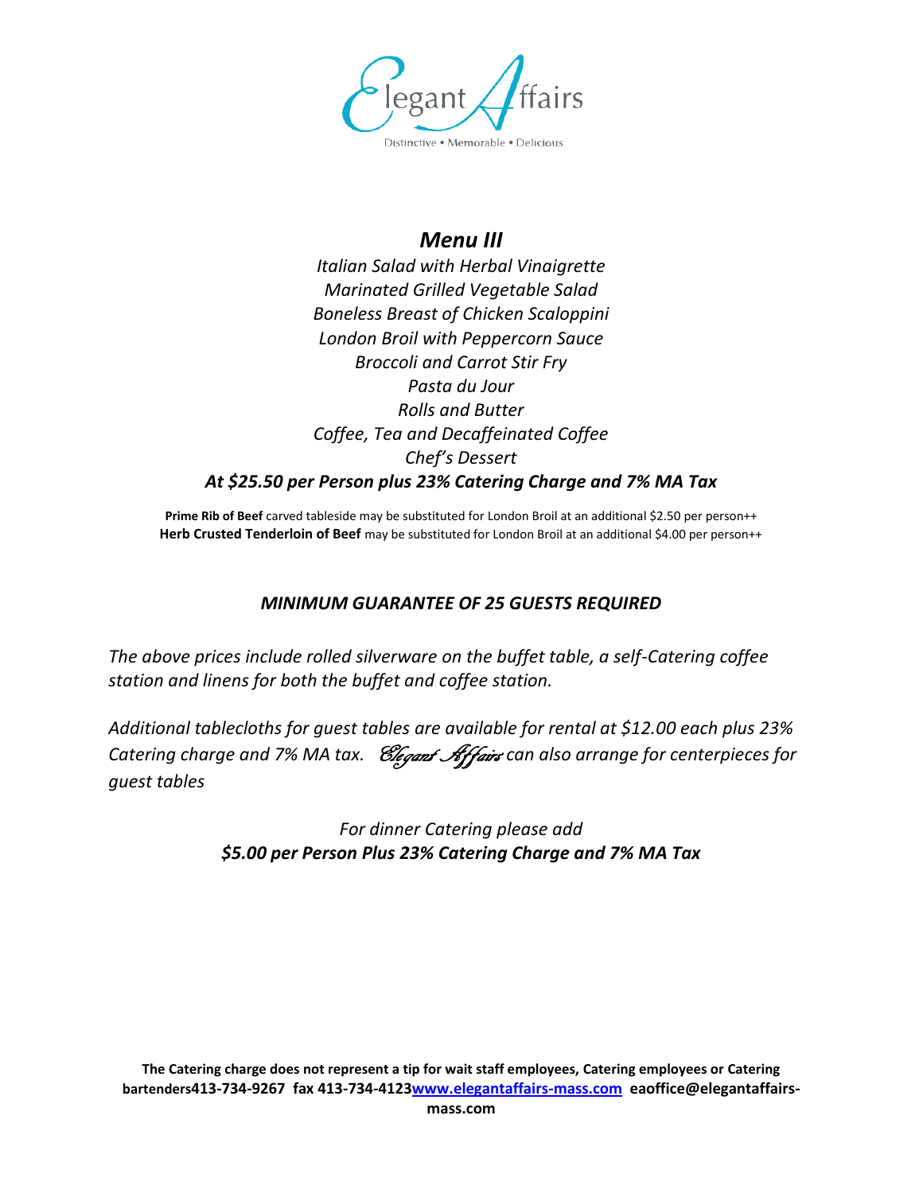Elegant Affairs

Distinctive • Memorable • Delicious

## *Menu III*

*Italian Salad with Herbal Vinaigrette*
*Marinated Grilled Vegetable Salad*
*Boneless Breast of Chicken Scaloppini*
*London Broil with Peppercorn Sauce*
*Broccoli and Carrot Stir Fry*
*Pasta du Jour*
*Rolls and Butter*
*Coffee, Tea and Decaffeinated Coffee*
*Chef's Dessert*

***At $25.50 per Person plus 23% Catering Charge and 7% MA Tax***

**Prime Rib of Beef** carved tableside may be substituted for London Broil at an additional $2.50 per person++
**Herb Crusted Tenderloin of Beef** may be substituted for London Broil at an additional $4.00 per person++

***MINIMUM GUARANTEE OF 25 GUESTS REQUIRED***

*The above prices include rolled silverware on the buffet table, a self-Catering coffee station and linens for both the buffet and coffee station.*

*Additional tablecloths for guest tables are available for rental at $12.00 each plus 23% Catering charge and 7% MA tax.* *Elegant Affairs* *can also arrange for centerpieces for guest tables*

*For dinner Catering please add*
***$5.00 per Person Plus 23% Catering Charge and 7% MA Tax***

**The Catering charge does not represent a tip for wait staff employees, Catering employees or Catering bartenders413-734-9267 fax 413-734-4123[www.elegantaffairs-mass.com](http://www.elegantaffairs-mass.com) eaoffice@elegantaffairs-mass.com**